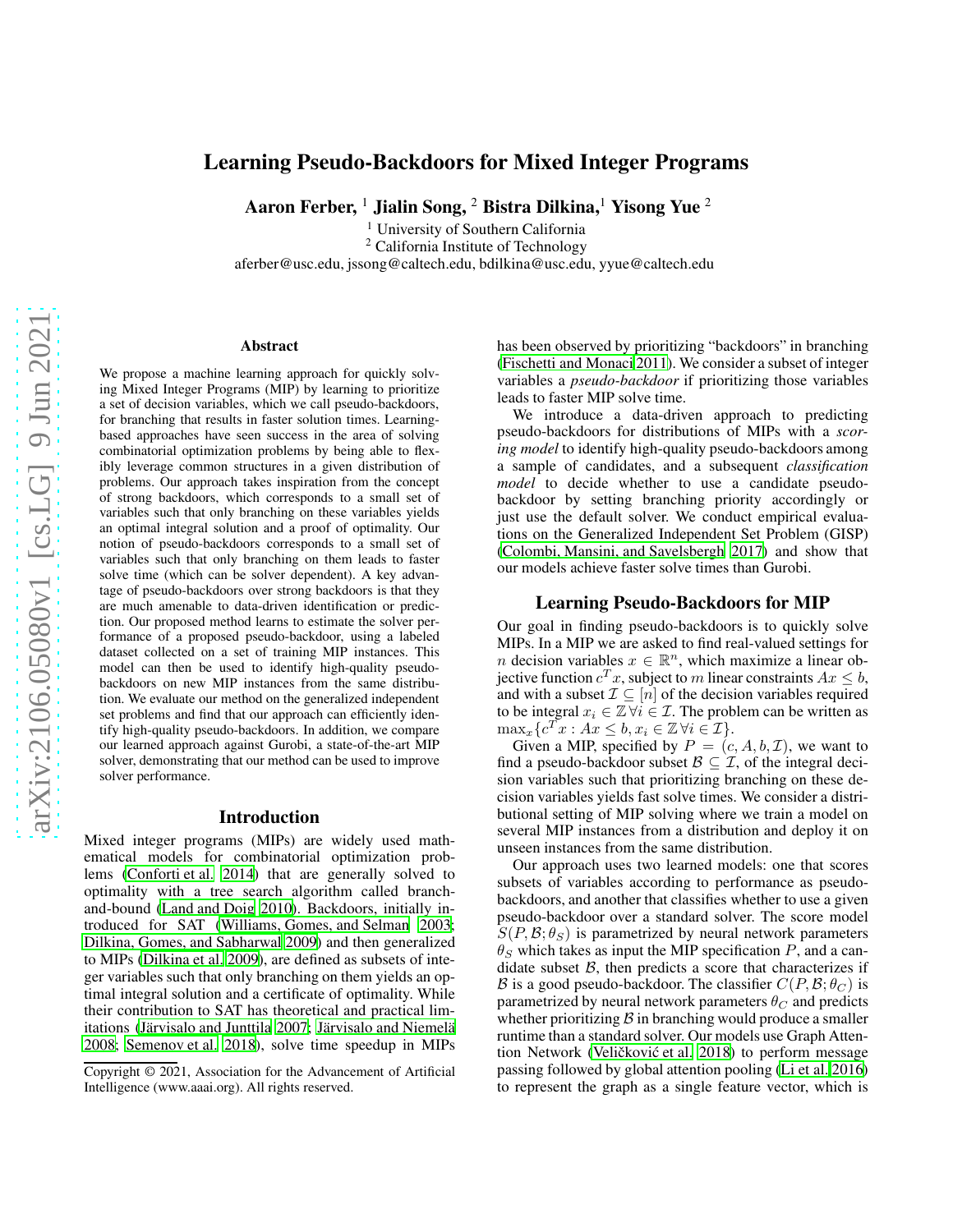# Learning Pseudo-Backdoors for Mixed Integer Programs

**Aaron Ferber, [1] Jialin Song, [2] Bistra Dilkina,[1] Yisong Yue [2]**

[1] University of Southern California
[2] California Institute of Technology
aferber@usc.edu, jssong@caltech.edu, bdilkina@usc.edu, yyue@caltech.edu

## Abstract

We propose a machine learning approach for quickly solving Mixed Integer Programs (MIP) by learning to prioritize a set of decision variables, which we call pseudo-backdoors, for branching that results in faster solution times. Learning-based approaches have seen success in the area of solving combinatorial optimization problems by being able to flexibly leverage common structures in a given distribution of problems. Our approach takes inspiration from the concept of strong backdoors, which corresponds to a small set of variables such that only branching on these variables yields an optimal integral solution and a proof of optimality. Our notion of pseudo-backdoors corresponds to a small set of variables such that only branching on them leads to faster solve time (which can be solver dependent). A key advantage of pseudo-backdoors over strong backdoors is that they are much amenable to data-driven identification or prediction. Our proposed method learns to estimate the solver performance of a proposed pseudo-backdoor, using a labeled dataset collected on a set of training MIP instances. This model can then be used to identify high-quality pseudo-backdoors on new MIP instances from the same distribution. We evaluate our method on the generalized independent set problems and find that our approach can efficiently identify high-quality pseudo-backdoors. In addition, we compare our learned approach against Gurobi, a state-of-the-art MIP solver, demonstrating that our method can be used to improve solver performance.

## Introduction

Mixed integer programs (MIPs) are widely used mathematical models for combinatorial optimization problems (Conforti et al. 2014) that are generally solved to optimality with a tree search algorithm called branch-and-bound (Land and Doig 2010). Backdoors, initially introduced for SAT (Williams, Gomes, and Selman 2003; Dilkina, Gomes, and Sabharwal 2009) and then generalized to MIPs (Dilkina et al. 2009), are defined as subsets of integer variables such that only branching on them yields an optimal integral solution and a certificate of optimality. While their contribution to SAT has theoretical and practical limitations (Järvisalo and Junttila 2007; Järvisalo and Niemelä 2008; Semenov et al. 2018), solve time speedup in MIPs has been observed by prioritizing "backdoors" in branching (Fischetti and Monaci 2011). We consider a subset of integer variables a *pseudo-backdoor* if prioritizing those variables leads to faster MIP solve time.

We introduce a data-driven approach to predicting pseudo-backdoors for distributions of MIPs with a *scoring model* to identify high-quality pseudo-backdoors among a sample of candidates, and a subsequent *classification model* to decide whether to use a candidate pseudo-backdoor by setting branching priority accordingly or just use the default solver. We conduct empirical evaluations on the Generalized Independent Set Problem (GISP) (Colombi, Mansini, and Savelsbergh 2017) and show that our models achieve faster solve times than Gurobi.

## Learning Pseudo-Backdoors for MIP

Our goal in finding pseudo-backdoors is to quickly solve MIPs. In a MIP we are asked to find real-valued settings for $n$ decision variables $x \in \mathbb{R}^n$, which maximize a linear objective function $c^T x$, subject to $m$ linear constraints $Ax \leq b$, and with a subset $\mathcal{I} \subseteq [n]$ of the decision variables required to be integral $x_i \in \mathbb{Z} \, \forall i \in \mathcal{I}$. The problem can be written as $\max_x \{c^T x : Ax \leq b, x_i \in \mathbb{Z} \, \forall i \in \mathcal{I}\}$.

Given a MIP, specified by $P = (c, A, b, \mathcal{I})$, we want to find a pseudo-backdoor subset $\mathcal{B} \subseteq \mathcal{I}$, of the integral decision variables such that prioritizing branching on these decision variables yields fast solve times. We consider a distributional setting of MIP solving where we train a model on several MIP instances from a distribution and deploy it on unseen instances from the same distribution.

Our approach uses two learned models: one that scores subsets of variables according to performance as pseudo-backdoors, and another that classifies whether to use a given pseudo-backdoor over a standard solver. The score model $S(P, \mathcal{B}; \theta_S)$ is parametrized by neural network parameters $\theta_S$ which takes as input the MIP specification $P$, and a candidate subset $\mathcal{B}$, then predicts a score that characterizes if $\mathcal{B}$ is a good pseudo-backdoor. The classifier $C(P, \mathcal{B}; \theta_C)$ is parametrized by neural network parameters $\theta_C$ and predicts whether prioritizing $\mathcal{B}$ in branching would produce a smaller runtime than a standard solver. Our models use Graph Attention Network (Veličković et al. 2018) to perform message passing followed by global attention pooling (Li et al. 2016) to represent the graph as a single feature vector, which is

Copyright © 2021, Association for the Advancement of Artificial Intelligence (www.aaai.org). All rights reserved.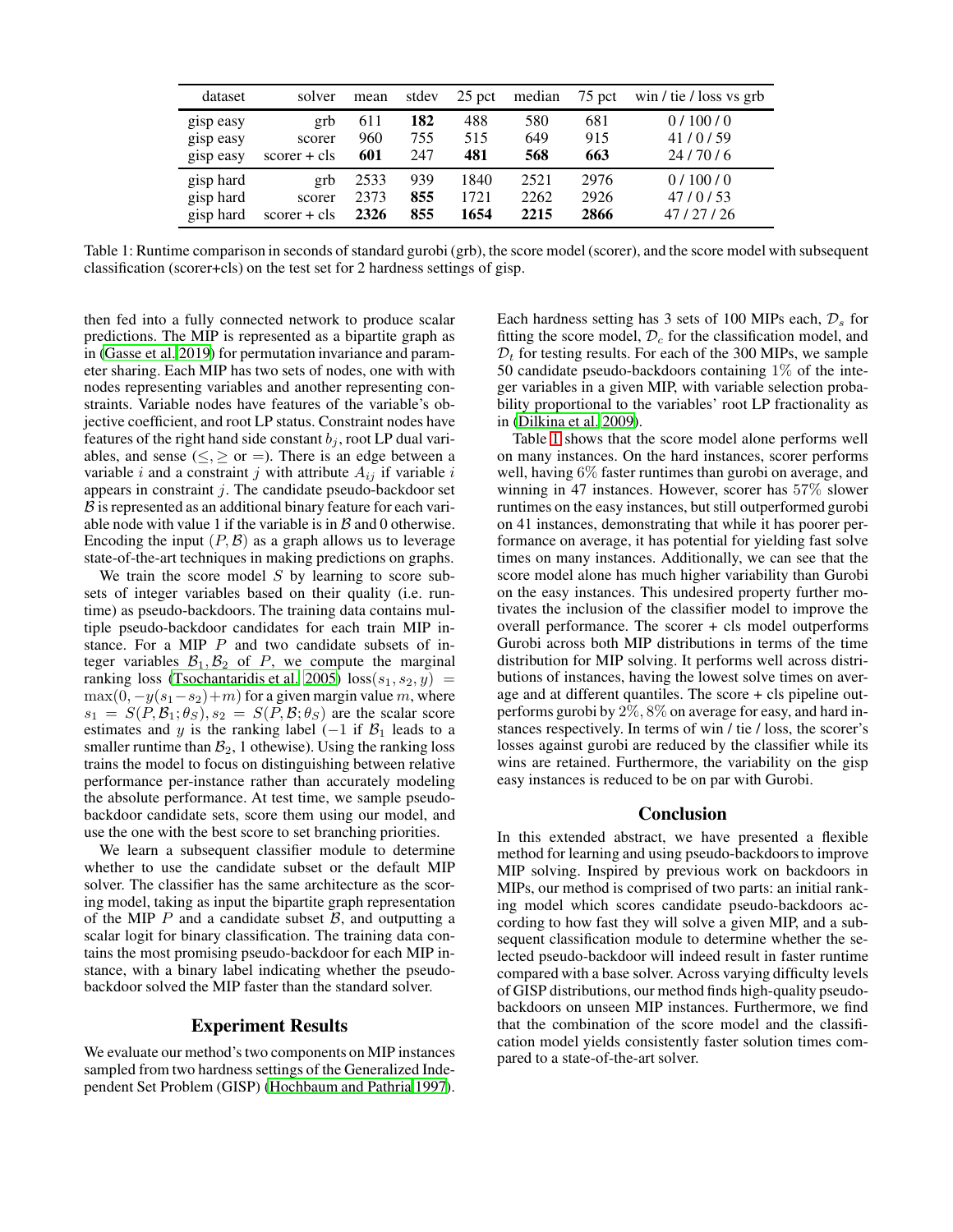| dataset | solver | mean | stdev | 25 pct | median | 75 pct | win / tie / loss vs grb |
|---|---|---|---|---|---|---|---|
| gisp easy | grb | 611 | **182** | 488 | 580 | 681 | 0 / 100 / 0 |
| gisp easy | scorer | 960 | 755 | 515 | 649 | 915 | 41 / 0 / 59 |
| gisp easy | scorer + cls | **601** | 247 | **481** | **568** | **663** | 24 / 70 / 6 |
| gisp hard | grb | 2533 | 939 | 1840 | 2521 | 2976 | 0 / 100 / 0 |
| gisp hard | scorer | 2373 | **855** | 1721 | 2262 | 2926 | 47 / 0 / 53 |
| gisp hard | scorer + cls | **2326** | **855** | **1654** | **2215** | **2866** | 47 / 27 / 26 |

Table 1: Runtime comparison in seconds of standard gurobi (grb), the score model (scorer), and the score model with subsequent classification (scorer+cls) on the test set for 2 hardness settings of gisp.

then fed into a fully connected network to produce scalar predictions. The MIP is represented as a bipartite graph as in (Gasse et al. 2019) for permutation invariance and parameter sharing. Each MIP has two sets of nodes, one with with nodes representing variables and another representing constraints. Variable nodes have features of the variable's objective coefficient, and root LP status. Constraint nodes have features of the right hand side constant $b_j$, root LP dual variables, and sense ($\leq, \geq$ or $=$). There is an edge between a variable $i$ and a constraint $j$ with attribute $A_{ij}$ if variable $i$ appears in constraint $j$. The candidate pseudo-backdoor set $\mathcal{B}$ is represented as an additional binary feature for each variable node with value 1 if the variable is in $\mathcal{B}$ and 0 otherwise. Encoding the input $(P, \mathcal{B})$ as a graph allows us to leverage state-of-the-art techniques in making predictions on graphs.

We train the score model $S$ by learning to score subsets of integer variables based on their quality (i.e. runtime) as pseudo-backdoors. The training data contains multiple pseudo-backdoor candidates for each train MIP instance. For a MIP $P$ and two candidate subsets of integer variables $\mathcal{B}_1, \mathcal{B}_2$ of $P$, we compute the marginal ranking loss (Tsochantaridis et al. 2005) $\text{loss}(s_1, s_2, y) = \max(0, -y(s_1 - s_2) + m)$ for a given margin value $m$, where $s_1 = S(P, \mathcal{B}_1; \theta_S), s_2 = S(P, \mathcal{B}; \theta_S)$ are the scalar score estimates and $y$ is the ranking label ($-1$ if $\mathcal{B}_1$ leads to a smaller runtime than $\mathcal{B}_2$, 1 othewise). Using the ranking loss trains the model to focus on distinguishing between relative performance per-instance rather than accurately modeling the absolute performance. At test time, we sample pseudo-backdoor candidate sets, score them using our model, and use the one with the best score to set branching priorities.

We learn a subsequent classifier module to determine whether to use the candidate subset or the default MIP solver. The classifier has the same architecture as the scoring model, taking as input the bipartite graph representation of the MIP $P$ and a candidate subset $\mathcal{B}$, and outputting a scalar logit for binary classification. The training data contains the most promising pseudo-backdoor for each MIP instance, with a binary label indicating whether the pseudo-backdoor solved the MIP faster than the standard solver.

## Experiment Results

We evaluate our method's two components on MIP instances sampled from two hardness settings of the Generalized Independent Set Problem (GISP) (Hochbaum and Pathria 1997). Each hardness setting has 3 sets of 100 MIPs each, $\mathcal{D}_s$ for fitting the score model, $\mathcal{D}_c$ for the classification model, and $\mathcal{D}_t$ for testing results. For each of the 300 MIPs, we sample 50 candidate pseudo-backdoors containing $1\%$ of the integer variables in a given MIP, with variable selection probability proportional to the variables' root LP fractionality as in (Dilkina et al. 2009).

Table 1 shows that the score model alone performs well on many instances. On the hard instances, scorer performs well, having $6\%$ faster runtimes than gurobi on average, and winning in 47 instances. However, scorer has $57\%$ slower runtimes on the easy instances, but still outperformed gurobi on 41 instances, demonstrating that while it has poorer performance on average, it has potential for yielding fast solve times on many instances. Additionally, we can see that the score model alone has much higher variability than Gurobi on the easy instances. This undesired property further motivates the inclusion of the classifier model to improve the overall performance. The scorer + cls model outperforms Gurobi across both MIP distributions in terms of the time distribution for MIP solving. It performs well across distributions of instances, having the lowest solve times on average and at different quantiles. The score + cls pipeline outperforms gurobi by $2\%, 8\%$ on average for easy, and hard instances respectively. In terms of win / tie / loss, the scorer's losses against gurobi are reduced by the classifier while its wins are retained. Furthermore, the variability on the gisp easy instances is reduced to be on par with Gurobi.

## Conclusion

In this extended abstract, we have presented a flexible method for learning and using pseudo-backdoors to improve MIP solving. Inspired by previous work on backdoors in MIPs, our method is comprised of two parts: an initial ranking model which scores candidate pseudo-backdoors according to how fast they will solve a given MIP, and a subsequent classification module to determine whether the selected pseudo-backdoor will indeed result in faster runtime compared with a base solver. Across varying difficulty levels of GISP distributions, our method finds high-quality pseudo-backdoors on unseen MIP instances. Furthermore, we find that the combination of the score model and the classification model yields consistently faster solution times compared to a state-of-the-art solver.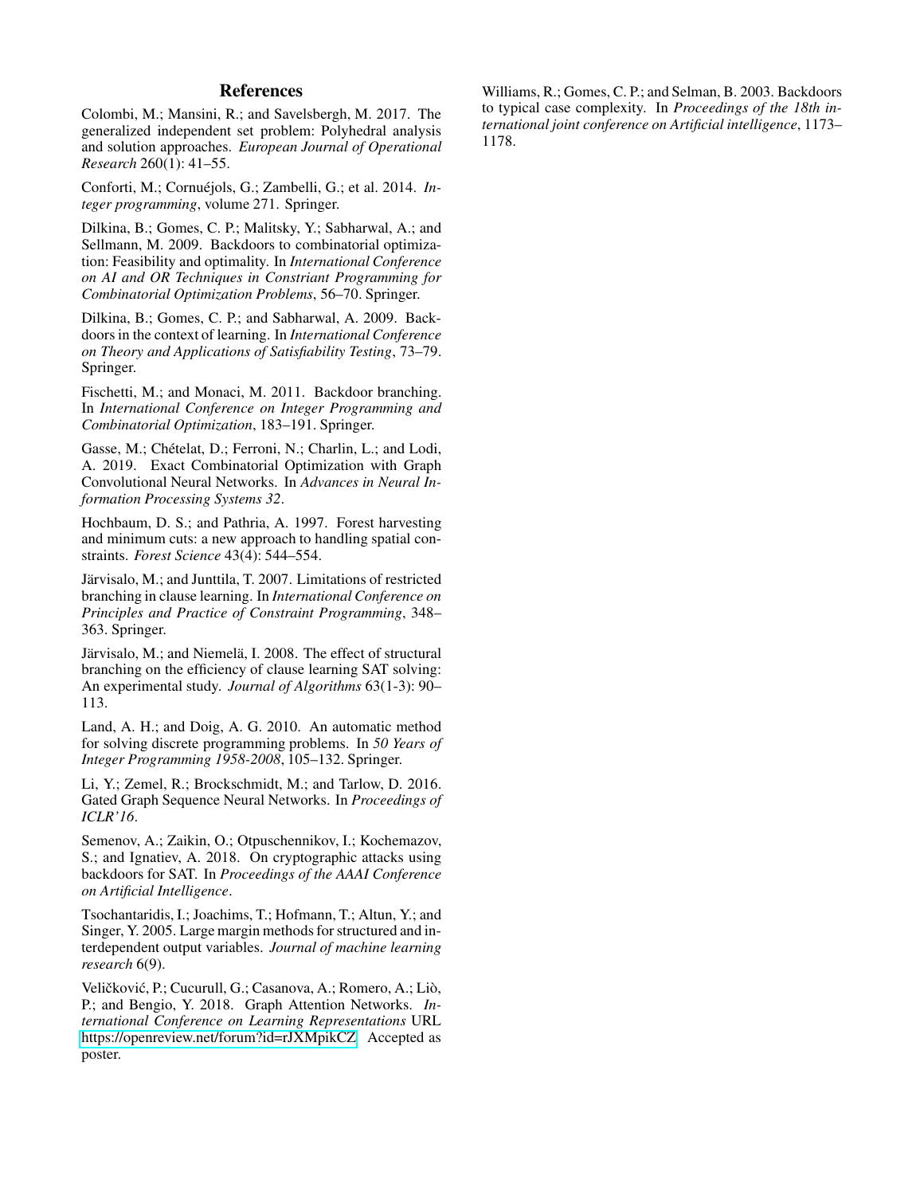## References

Colombi, M.; Mansini, R.; and Savelsbergh, M. 2017. The generalized independent set problem: Polyhedral analysis and solution approaches. *European Journal of Operational Research* 260(1): 41–55.

Conforti, M.; Cornuéjols, G.; Zambelli, G.; et al. 2014. *Integer programming*, volume 271. Springer.

Dilkina, B.; Gomes, C. P.; Malitsky, Y.; Sabharwal, A.; and Sellmann, M. 2009. Backdoors to combinatorial optimization: Feasibility and optimality. In *International Conference on AI and OR Techniques in Constriant Programming for Combinatorial Optimization Problems*, 56–70. Springer.

Dilkina, B.; Gomes, C. P.; and Sabharwal, A. 2009. Backdoors in the context of learning. In *International Conference on Theory and Applications of Satisfiability Testing*, 73–79. Springer.

Fischetti, M.; and Monaci, M. 2011. Backdoor branching. In *International Conference on Integer Programming and Combinatorial Optimization*, 183–191. Springer.

Gasse, M.; Chételat, D.; Ferroni, N.; Charlin, L.; and Lodi, A. 2019. Exact Combinatorial Optimization with Graph Convolutional Neural Networks. In *Advances in Neural Information Processing Systems 32*.

Hochbaum, D. S.; and Pathria, A. 1997. Forest harvesting and minimum cuts: a new approach to handling spatial constraints. *Forest Science* 43(4): 544–554.

Järvisalo, M.; and Junttila, T. 2007. Limitations of restricted branching in clause learning. In *International Conference on Principles and Practice of Constraint Programming*, 348–363. Springer.

Järvisalo, M.; and Niemelä, I. 2008. The effect of structural branching on the efficiency of clause learning SAT solving: An experimental study. *Journal of Algorithms* 63(1-3): 90–113.

Land, A. H.; and Doig, A. G. 2010. An automatic method for solving discrete programming problems. In *50 Years of Integer Programming 1958-2008*, 105–132. Springer.

Li, Y.; Zemel, R.; Brockschmidt, M.; and Tarlow, D. 2016. Gated Graph Sequence Neural Networks. In *Proceedings of ICLR'16*.

Semenov, A.; Zaikin, O.; Otpuschennikov, I.; Kochemazov, S.; and Ignatiev, A. 2018. On cryptographic attacks using backdoors for SAT. In *Proceedings of the AAAI Conference on Artificial Intelligence*.

Tsochantaridis, I.; Joachims, T.; Hofmann, T.; Altun, Y.; and Singer, Y. 2005. Large margin methods for structured and interdependent output variables. *Journal of machine learning research* 6(9).

Veličković, P.; Cucurull, G.; Casanova, A.; Romero, A.; Liò, P.; and Bengio, Y. 2018. Graph Attention Networks. *International Conference on Learning Representations* URL https://openreview.net/forum?id=rJXMpikCZ. Accepted as poster.

Williams, R.; Gomes, C. P.; and Selman, B. 2003. Backdoors to typical case complexity. In *Proceedings of the 18th international joint conference on Artificial intelligence*, 1173–1178.